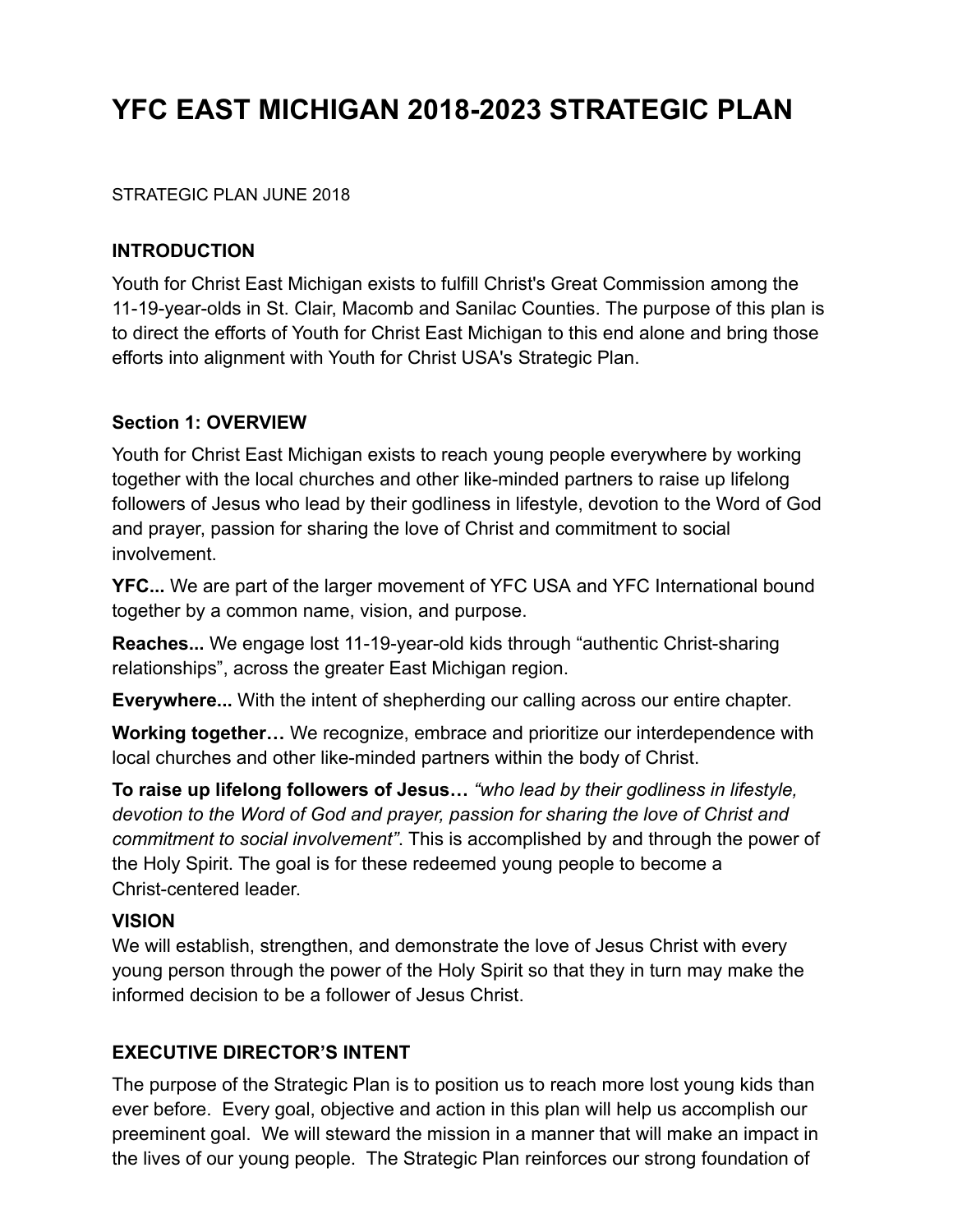# YFC EAST MICHIGAN 2018-2023 STRATEGIC PLAN

STRATEGIC PLAN JUNE 2018

## INTRODUCTION

Youth for Christ East Michigan exists to fulfill Christ's Great Commission among the 11-19-year-olds in St. Clair, Macomb and Sanilac Counties. The purpose of this plan is to direct the efforts of Youth for Christ East Michigan to this end alone and bring those efforts into alignment with Youth for Christ USA's Strategic Plan.

## Section 1: OVERVIEW

Youth for Christ East Michigan exists to reach young people everywhere by working together with the local churches and other like-minded partners to raise up lifelong followers of Jesus who lead by their godliness in lifestyle, devotion to the Word of God and prayer, passion for sharing the love of Christ and commitment to social involvement.

**YFC...** We are part of the larger movement of YFC USA and YFC International bound together by a common name, vision, and purpose.

**Reaches...** We engage lost 11-19-year-old kids through "authentic Christ-sharing relationships", across the greater East Michigan region.

**Everywhere...** With the intent of shepherding our calling across our entire chapter.

**Working together…** We recognize, embrace and prioritize our interdependence with local churches and other like-minded partners within the body of Christ.

**To raise up lifelong followers of Jesus…** *"who lead by their godliness in lifestyle, devotion to the Word of God and prayer, passion for sharing the love of Christ and commitment to social involvement"*. This is accomplished by and through the power of the Holy Spirit. The goal is for these redeemed young people to become a Christ-centered leader.

## VISION

We will establish, strengthen, and demonstrate the love of Jesus Christ with every young person through the power of the Holy Spirit so that they in turn may make the informed decision to be a follower of Jesus Christ.

## EXECUTIVE DIRECTOR'S INTENT

The purpose of the Strategic Plan is to position us to reach more lost young kids than ever before. Every goal, objective and action in this plan will help us accomplish our preeminent goal. We will steward the mission in a manner that will make an impact in the lives of our young people. The Strategic Plan reinforces our strong foundation of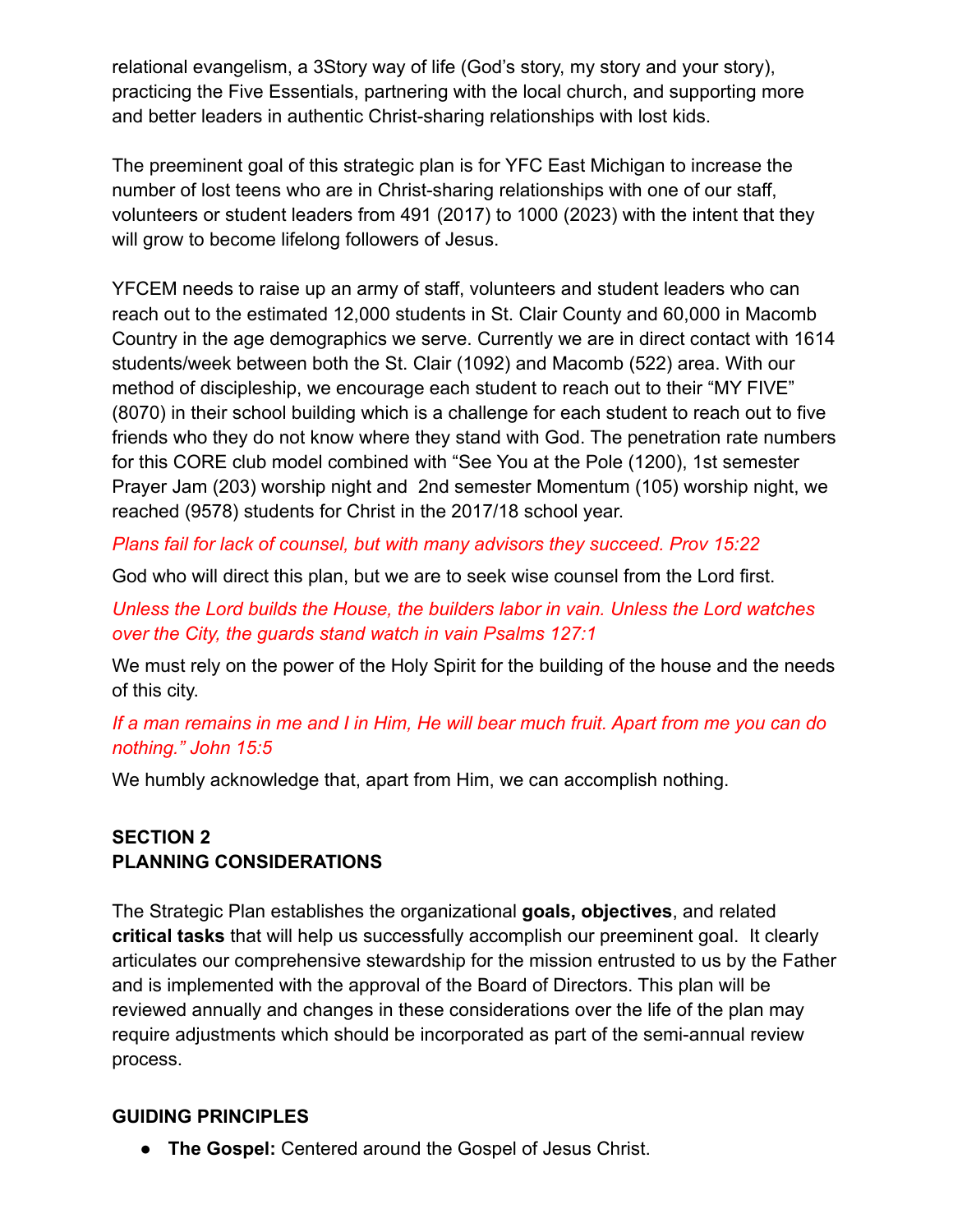relational evangelism, a 3Story way of life (God's story, my story and your story), practicing the Five Essentials, partnering with the local church, and supporting more and better leaders in authentic Christ-sharing relationships with lost kids.

The preeminent goal of this strategic plan is for YFC East Michigan to increase the number of lost teens who are in Christ-sharing relationships with one of our staff, volunteers or student leaders from 491 (2017) to 1000 (2023) with the intent that they will grow to become lifelong followers of Jesus.

YFCEM needs to raise up an army of staff, volunteers and student leaders who can reach out to the estimated 12,000 students in St. Clair County and 60,000 in Macomb Country in the age demographics we serve. Currently we are in direct contact with 1614 students/week between both the St. Clair (1092) and Macomb (522) area. With our method of discipleship, we encourage each student to reach out to their "MY FIVE" (8070) in their school building which is a challenge for each student to reach out to five friends who they do not know where they stand with God. The penetration rate numbers for this CORE club model combined with "See You at the Pole (1200), 1st semester Prayer Jam (203) worship night and 2nd semester Momentum (105) worship night, we reached (9578) students for Christ in the 2017/18 school year.

*Plans fail for lack of counsel, but with many advisors they succeed. Prov 15:22*

God who will direct this plan, but we are to seek wise counsel from the Lord first.

*Unless the Lord builds the House, the builders labor in vain. Unless the Lord watches over the City, the guards stand watch in vain Psalms 127:1*

We must rely on the power of the Holy Spirit for the building of the house and the needs of this city.

*If a man remains in me and I in Him, He will bear much fruit. Apart from me you can do nothing." John 15:5*

We humbly acknowledge that, apart from Him, we can accomplish nothing.

## SECTION 2
## PLANNING CONSIDERATIONS

The Strategic Plan establishes the organizational **goals, objectives**, and related **critical tasks** that will help us successfully accomplish our preeminent goal. It clearly articulates our comprehensive stewardship for the mission entrusted to us by the Father and is implemented with the approval of the Board of Directors. This plan will be reviewed annually and changes in these considerations over the life of the plan may require adjustments which should be incorporated as part of the semi-annual review process.

### GUIDING PRINCIPLES

- **The Gospel:** Centered around the Gospel of Jesus Christ.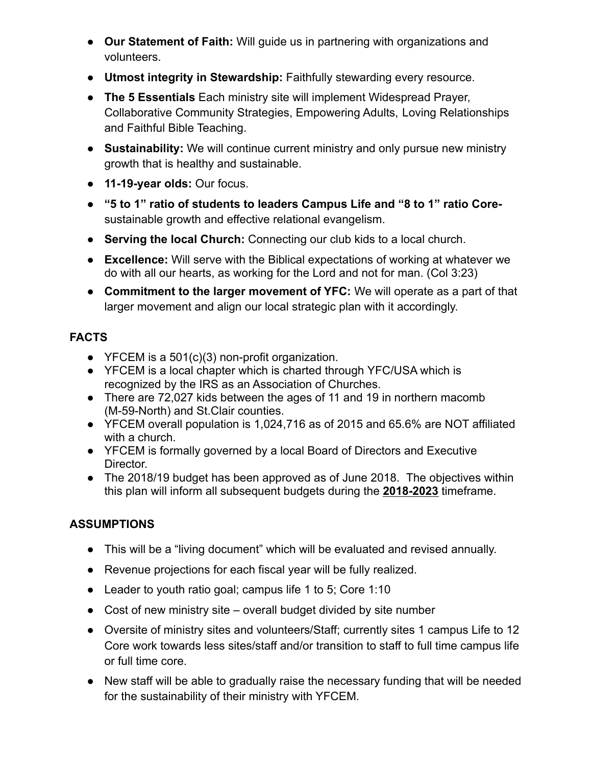- **Our Statement of Faith:** Will guide us in partnering with organizations and volunteers.
- **Utmost integrity in Stewardship:** Faithfully stewarding every resource.
- **The 5 Essentials** Each ministry site will implement Widespread Prayer, Collaborative Community Strategies, Empowering Adults, Loving Relationships and Faithful Bible Teaching.
- **Sustainability:** We will continue current ministry and only pursue new ministry growth that is healthy and sustainable.
- **11-19-year olds:** Our focus.
- **"5 to 1" ratio of students to leaders Campus Life and "8 to 1" ratio Core-** sustainable growth and effective relational evangelism.
- **Serving the local Church:** Connecting our club kids to a local church.
- **Excellence:** Will serve with the Biblical expectations of working at whatever we do with all our hearts, as working for the Lord and not for man. (Col 3:23)
- **Commitment to the larger movement of YFC:** We will operate as a part of that larger movement and align our local strategic plan with it accordingly.

## FACTS

- YFCEM is a 501(c)(3) non-profit organization.
- YFCEM is a local chapter which is charted through YFC/USA which is recognized by the IRS as an Association of Churches.
- There are 72,027 kids between the ages of 11 and 19 in northern macomb (M-59-North) and St.Clair counties.
- YFCEM overall population is 1,024,716 as of 2015 and 65.6% are NOT affiliated with a church.
- YFCEM is formally governed by a local Board of Directors and Executive Director.
- The 2018/19 budget has been approved as of June 2018. The objectives within this plan will inform all subsequent budgets during the **2018-2023** timeframe.

## ASSUMPTIONS

- This will be a "living document" which will be evaluated and revised annually.
- Revenue projections for each fiscal year will be fully realized.
- Leader to youth ratio goal; campus life 1 to 5; Core 1:10
- Cost of new ministry site – overall budget divided by site number
- Oversite of ministry sites and volunteers/Staff; currently sites 1 campus Life to 12 Core work towards less sites/staff and/or transition to staff to full time campus life or full time core.
- New staff will be able to gradually raise the necessary funding that will be needed for the sustainability of their ministry with YFCEM.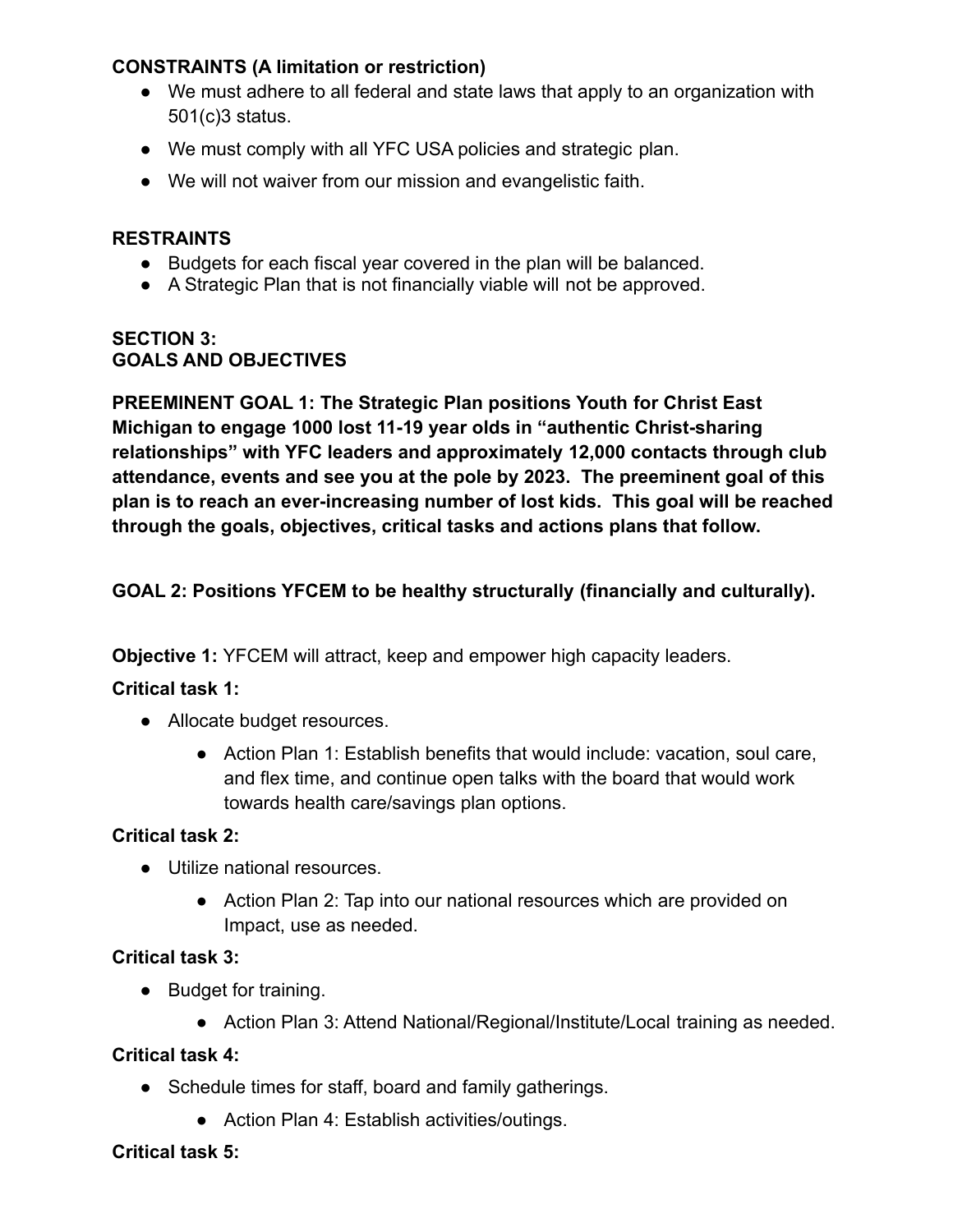**CONSTRAINTS (A limitation or restriction)**

- We must adhere to all federal and state laws that apply to an organization with 501(c)3 status.
- We must comply with all YFC USA policies and strategic plan.
- We will not waiver from our mission and evangelistic faith.

**RESTRAINTS**

- Budgets for each fiscal year covered in the plan will be balanced.
- A Strategic Plan that is not financially viable will not be approved.

**SECTION 3:**
**GOALS AND OBJECTIVES**

**PREEMINENT GOAL 1: The Strategic Plan positions Youth for Christ East Michigan to engage 1000 lost 11-19 year olds in "authentic Christ-sharing relationships" with YFC leaders and approximately 12,000 contacts through club attendance, events and see you at the pole by 2023. The preeminent goal of this plan is to reach an ever-increasing number of lost kids. This goal will be reached through the goals, objectives, critical tasks and actions plans that follow.**

**GOAL 2: Positions YFCEM to be healthy structurally (financially and culturally).**

**Objective 1:** YFCEM will attract, keep and empower high capacity leaders.

**Critical task 1:**

- Allocate budget resources.
  - Action Plan 1: Establish benefits that would include: vacation, soul care, and flex time, and continue open talks with the board that would work towards health care/savings plan options.

**Critical task 2:**

- Utilize national resources.
  - Action Plan 2: Tap into our national resources which are provided on Impact, use as needed.

**Critical task 3:**

- Budget for training.
  - Action Plan 3: Attend National/Regional/Institute/Local training as needed.

**Critical task 4:**

- Schedule times for staff, board and family gatherings.
  - Action Plan 4: Establish activities/outings.

**Critical task 5:**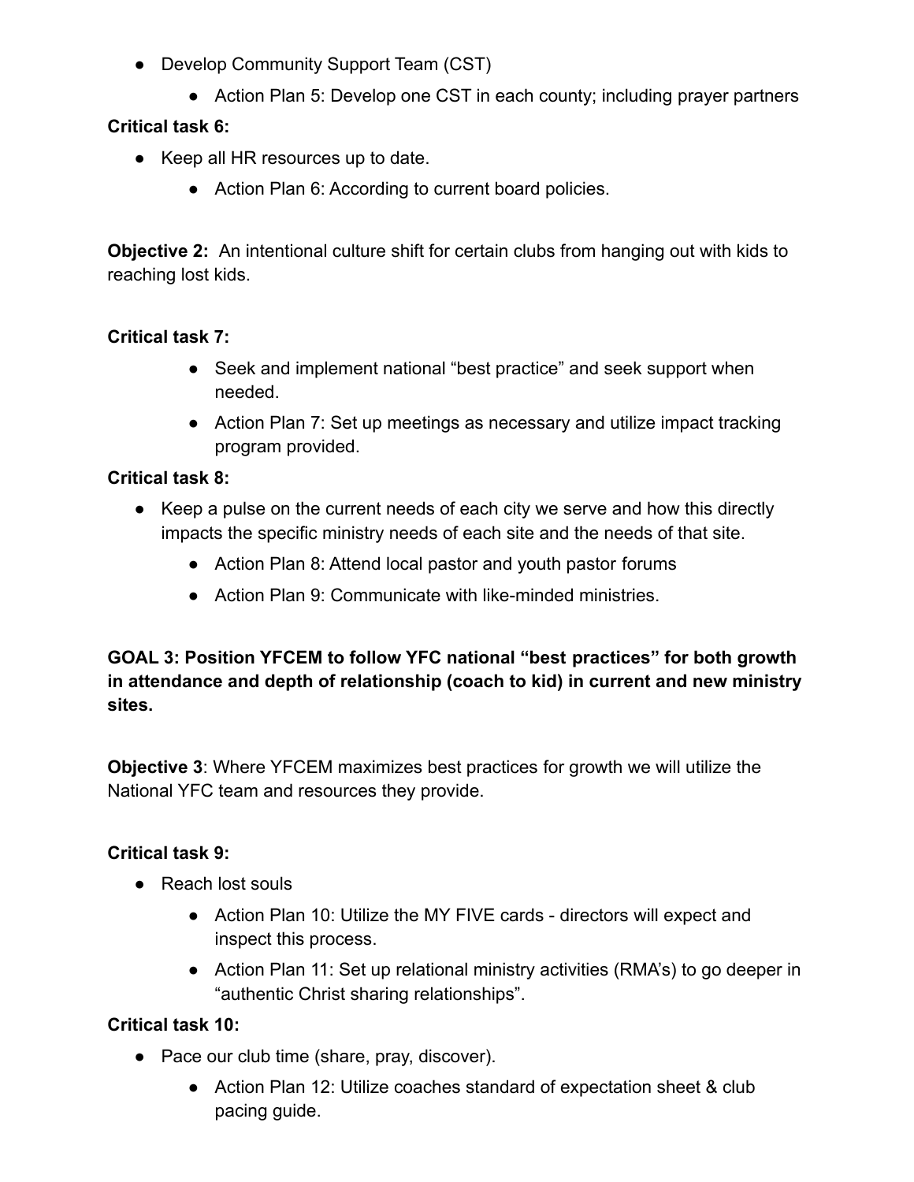- Develop Community Support Team (CST)
    - Action Plan 5: Develop one CST in each county; including prayer partners

**Critical task 6:**

- Keep all HR resources up to date.
    - Action Plan 6: According to current board policies.

**Objective 2:** An intentional culture shift for certain clubs from hanging out with kids to reaching lost kids.

**Critical task 7:**

- Seek and implement national "best practice" and seek support when needed.
- Action Plan 7: Set up meetings as necessary and utilize impact tracking program provided.

**Critical task 8:**

- Keep a pulse on the current needs of each city we serve and how this directly impacts the specific ministry needs of each site and the needs of that site.
    - Action Plan 8: Attend local pastor and youth pastor forums
    - Action Plan 9: Communicate with like-minded ministries.

**GOAL 3: Position YFCEM to follow YFC national "best practices" for both growth in attendance and depth of relationship (coach to kid) in current and new ministry sites.**

**Objective 3**: Where YFCEM maximizes best practices for growth we will utilize the National YFC team and resources they provide.

**Critical task 9:**

- Reach lost souls
    - Action Plan 10: Utilize the MY FIVE cards - directors will expect and inspect this process.
    - Action Plan 11: Set up relational ministry activities (RMA's) to go deeper in "authentic Christ sharing relationships".

**Critical task 10:**

- Pace our club time (share, pray, discover).
    - Action Plan 12: Utilize coaches standard of expectation sheet & club pacing guide.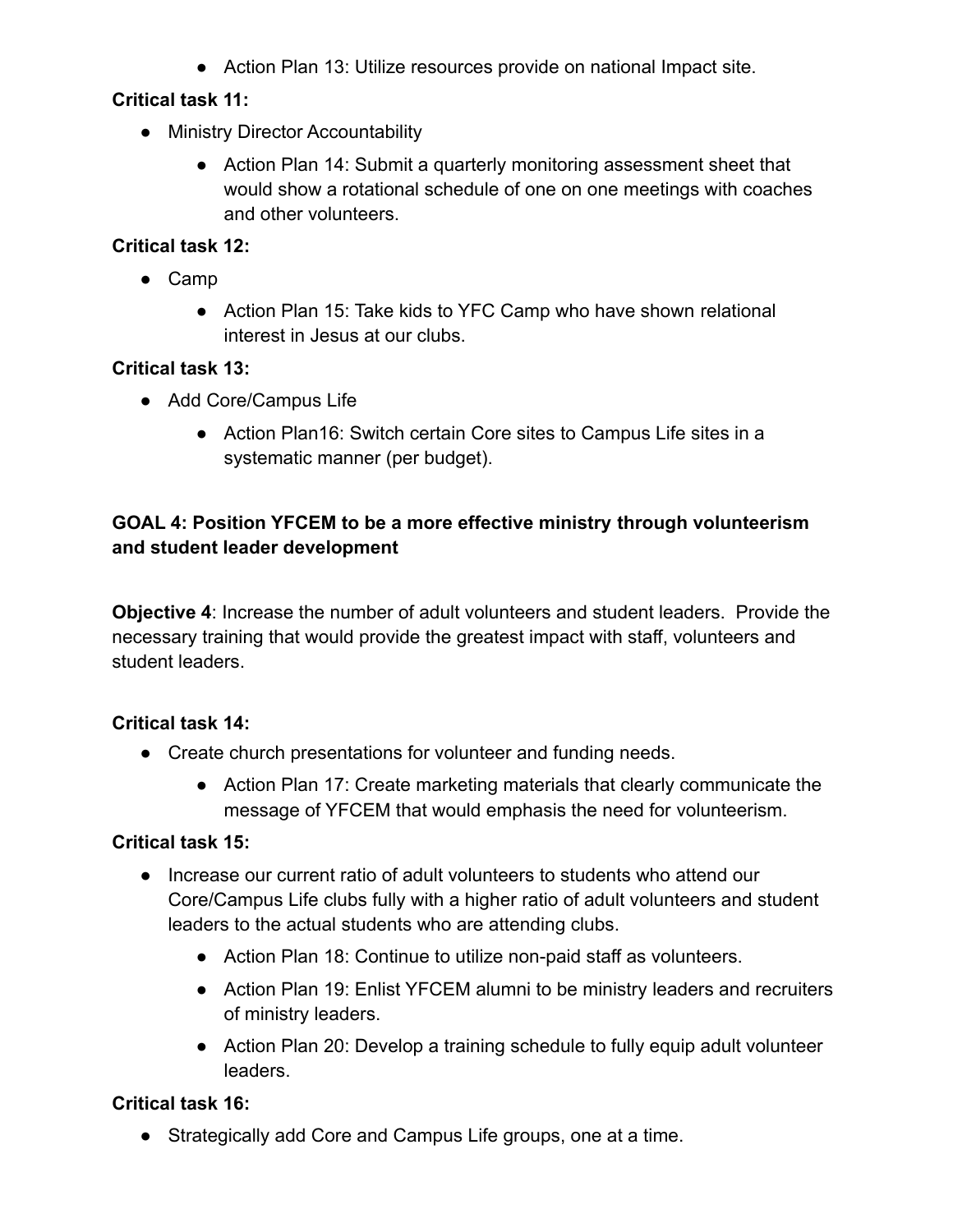- Action Plan 13: Utilize resources provide on national Impact site.

**Critical task 11:**

- Ministry Director Accountability
    - Action Plan 14: Submit a quarterly monitoring assessment sheet that would show a rotational schedule of one on one meetings with coaches and other volunteers.

**Critical task 12:**

- Camp
    - Action Plan 15: Take kids to YFC Camp who have shown relational interest in Jesus at our clubs.

**Critical task 13:**

- Add Core/Campus Life
    - Action Plan16: Switch certain Core sites to Campus Life sites in a systematic manner (per budget).

**GOAL 4: Position YFCEM to be a more effective ministry through volunteerism and student leader development**

**Objective 4**: Increase the number of adult volunteers and student leaders. Provide the necessary training that would provide the greatest impact with staff, volunteers and student leaders.

**Critical task 14:**

- Create church presentations for volunteer and funding needs.
    - Action Plan 17: Create marketing materials that clearly communicate the message of YFCEM that would emphasis the need for volunteerism.

**Critical task 15:**

- Increase our current ratio of adult volunteers to students who attend our Core/Campus Life clubs fully with a higher ratio of adult volunteers and student leaders to the actual students who are attending clubs.
    - Action Plan 18: Continue to utilize non-paid staff as volunteers.
    - Action Plan 19: Enlist YFCEM alumni to be ministry leaders and recruiters of ministry leaders.
    - Action Plan 20: Develop a training schedule to fully equip adult volunteer leaders.

**Critical task 16:**

- Strategically add Core and Campus Life groups, one at a time.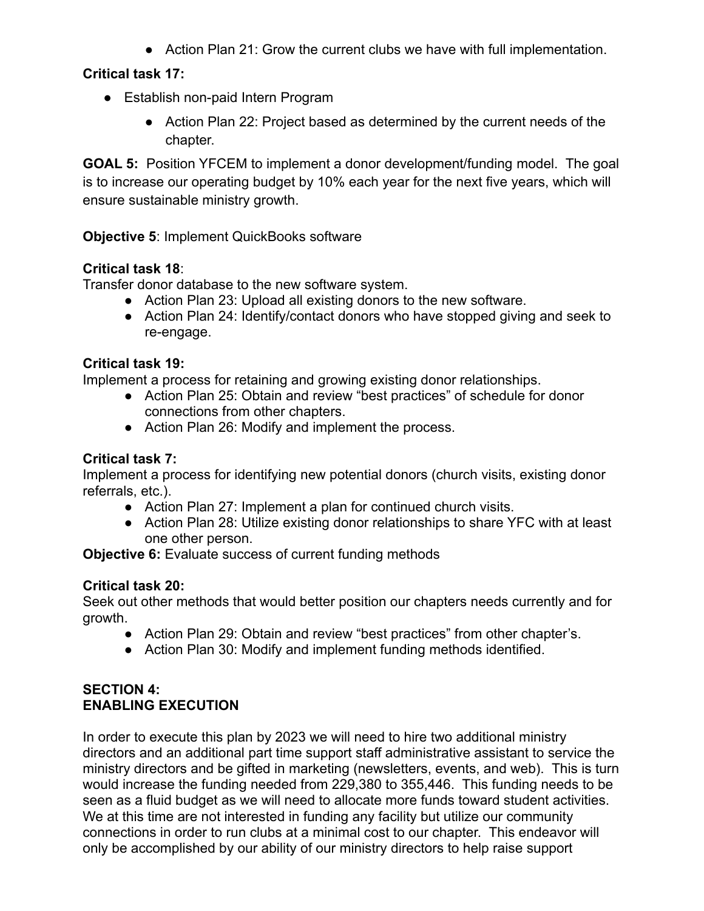- Action Plan 21: Grow the current clubs we have with full implementation.

**Critical task 17:**

- Establish non-paid Intern Program
  - Action Plan 22: Project based as determined by the current needs of the chapter.

**GOAL 5:** Position YFCEM to implement a donor development/funding model. The goal is to increase our operating budget by 10% each year for the next five years, which will ensure sustainable ministry growth.

**Objective 5**: Implement QuickBooks software

**Critical task 18**:
Transfer donor database to the new software system.

- Action Plan 23: Upload all existing donors to the new software.
- Action Plan 24: Identify/contact donors who have stopped giving and seek to re-engage.

**Critical task 19:**
Implement a process for retaining and growing existing donor relationships.

- Action Plan 25: Obtain and review "best practices" of schedule for donor connections from other chapters.
- Action Plan 26: Modify and implement the process.

**Critical task 7:**
Implement a process for identifying new potential donors (church visits, existing donor referrals, etc.).

- Action Plan 27: Implement a plan for continued church visits.
- Action Plan 28: Utilize existing donor relationships to share YFC with at least one other person.

**Objective 6:** Evaluate success of current funding methods

**Critical task 20:**
Seek out other methods that would better position our chapters needs currently and for growth.

- Action Plan 29: Obtain and review "best practices" from other chapter's.
- Action Plan 30: Modify and implement funding methods identified.

**SECTION 4:**
**ENABLING EXECUTION**

In order to execute this plan by 2023 we will need to hire two additional ministry directors and an additional part time support staff administrative assistant to service the ministry directors and be gifted in marketing (newsletters, events, and web). This is turn would increase the funding needed from 229,380 to 355,446. This funding needs to be seen as a fluid budget as we will need to allocate more funds toward student activities. We at this time are not interested in funding any facility but utilize our community connections in order to run clubs at a minimal cost to our chapter. This endeavor will only be accomplished by our ability of our ministry directors to help raise support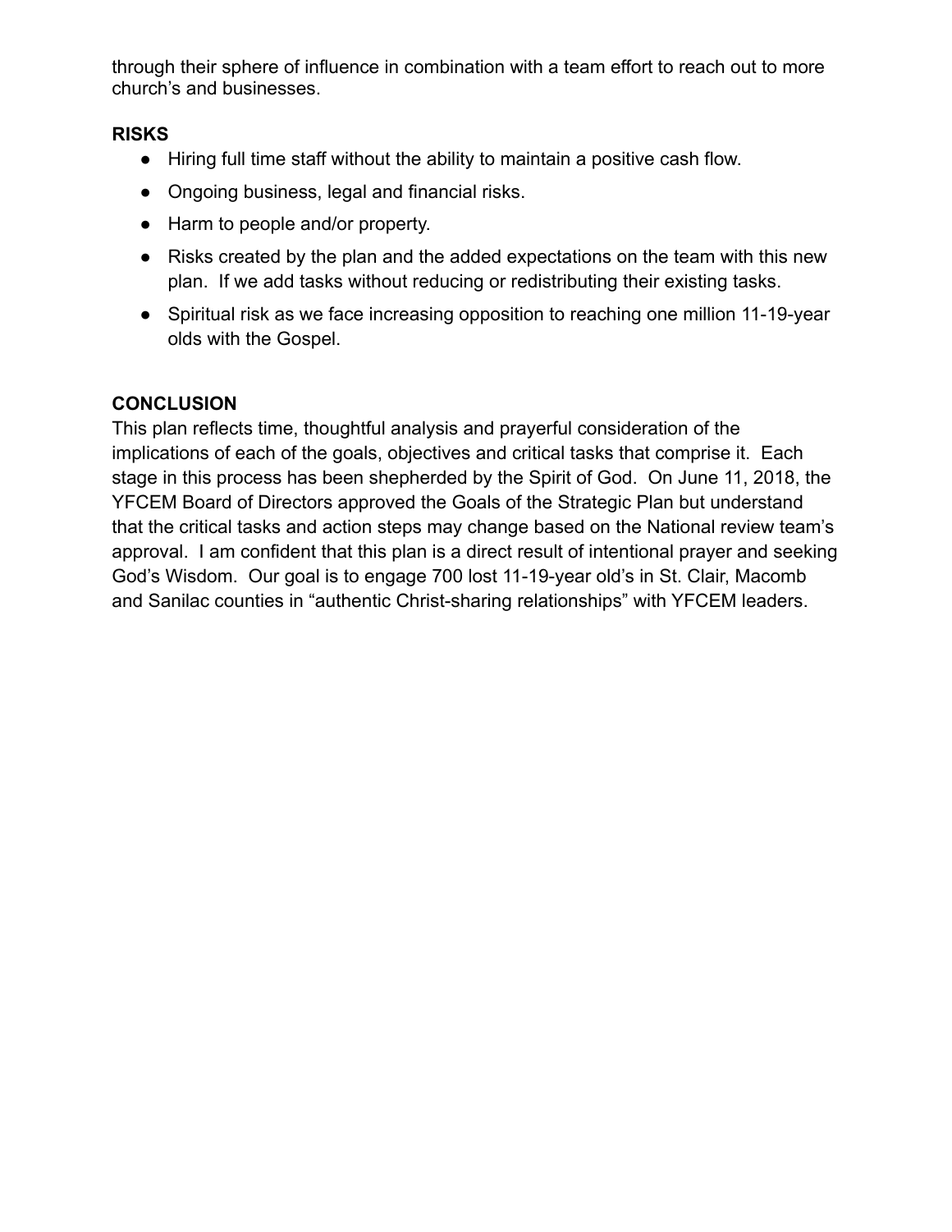through their sphere of influence in combination with a team effort to reach out to more church's and businesses.

**RISKS**

- Hiring full time staff without the ability to maintain a positive cash flow.
- Ongoing business, legal and financial risks.
- Harm to people and/or property.
- Risks created by the plan and the added expectations on the team with this new plan. If we add tasks without reducing or redistributing their existing tasks.
- Spiritual risk as we face increasing opposition to reaching one million 11-19-year olds with the Gospel.

**CONCLUSION**

This plan reflects time, thoughtful analysis and prayerful consideration of the implications of each of the goals, objectives and critical tasks that comprise it. Each stage in this process has been shepherded by the Spirit of God. On June 11, 2018, the YFCEM Board of Directors approved the Goals of the Strategic Plan but understand that the critical tasks and action steps may change based on the National review team's approval. I am confident that this plan is a direct result of intentional prayer and seeking God's Wisdom. Our goal is to engage 700 lost 11-19-year old's in St. Clair, Macomb and Sanilac counties in "authentic Christ-sharing relationships" with YFCEM leaders.